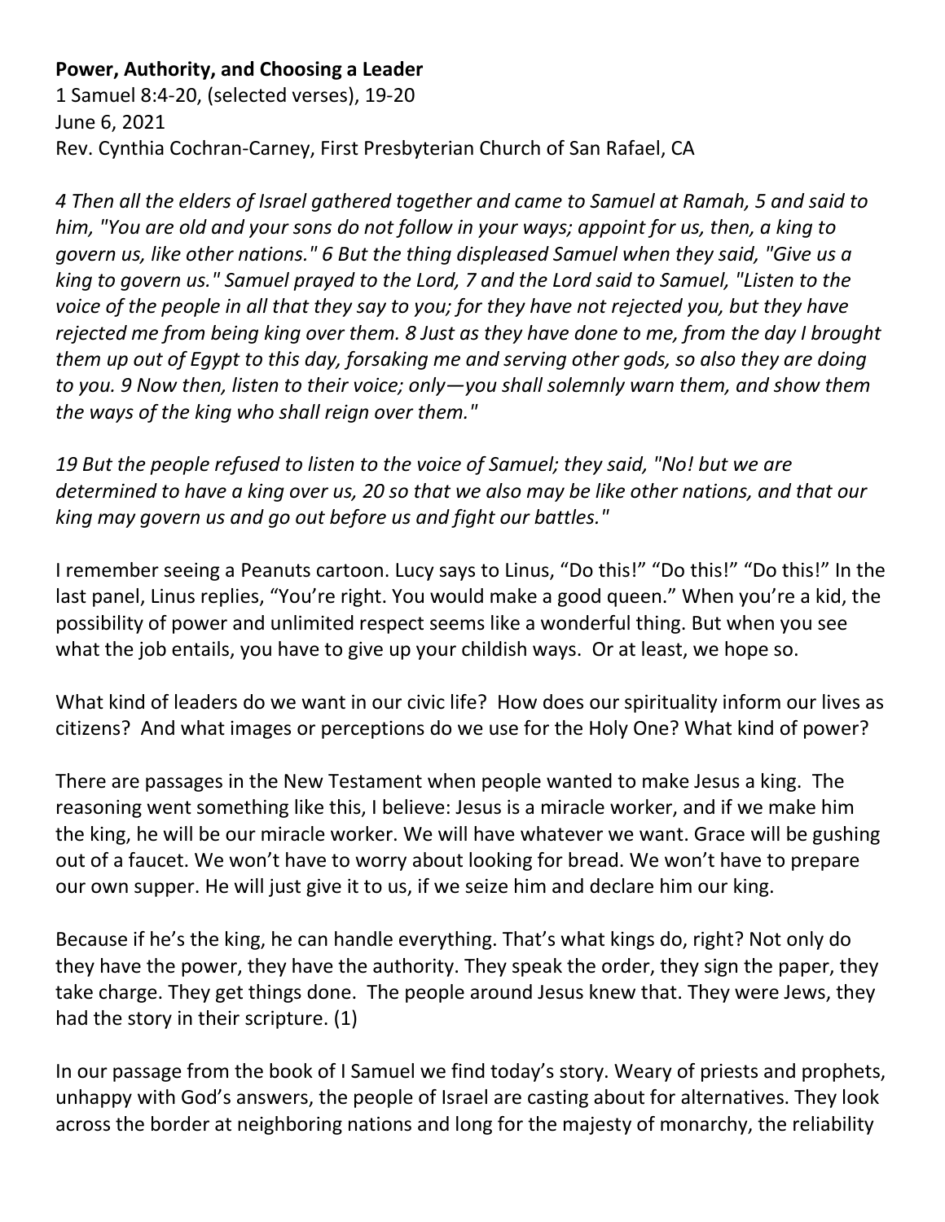**Power, Authority, and Choosing a Leader**
1 Samuel 8:4-20, (selected verses), 19-20
June 6, 2021
Rev. Cynthia Cochran-Carney, First Presbyterian Church of San Rafael, CA

*4 Then all the elders of Israel gathered together and came to Samuel at Ramah, 5 and said to him, "You are old and your sons do not follow in your ways; appoint for us, then, a king to govern us, like other nations." 6 But the thing displeased Samuel when they said, "Give us a king to govern us." Samuel prayed to the Lord, 7 and the Lord said to Samuel, "Listen to the voice of the people in all that they say to you; for they have not rejected you, but they have rejected me from being king over them. 8 Just as they have done to me, from the day I brought them up out of Egypt to this day, forsaking me and serving other gods, so also they are doing to you. 9 Now then, listen to their voice; only—you shall solemnly warn them, and show them the ways of the king who shall reign over them."*

*19 But the people refused to listen to the voice of Samuel; they said, "No! but we are determined to have a king over us, 20 so that we also may be like other nations, and that our king may govern us and go out before us and fight our battles."*

I remember seeing a Peanuts cartoon. Lucy says to Linus, "Do this!" "Do this!" "Do this!" In the last panel, Linus replies, "You're right. You would make a good queen." When you're a kid, the possibility of power and unlimited respect seems like a wonderful thing. But when you see what the job entails, you have to give up your childish ways. Or at least, we hope so.

What kind of leaders do we want in our civic life? How does our spirituality inform our lives as citizens? And what images or perceptions do we use for the Holy One? What kind of power?

There are passages in the New Testament when people wanted to make Jesus a king. The reasoning went something like this, I believe: Jesus is a miracle worker, and if we make him the king, he will be our miracle worker. We will have whatever we want. Grace will be gushing out of a faucet. We won't have to worry about looking for bread. We won't have to prepare our own supper. He will just give it to us, if we seize him and declare him our king.

Because if he's the king, he can handle everything. That's what kings do, right? Not only do they have the power, they have the authority. They speak the order, they sign the paper, they take charge. They get things done. The people around Jesus knew that. They were Jews, they had the story in their scripture. (1)

In our passage from the book of I Samuel we find today's story. Weary of priests and prophets, unhappy with God's answers, the people of Israel are casting about for alternatives. They look across the border at neighboring nations and long for the majesty of monarchy, the reliability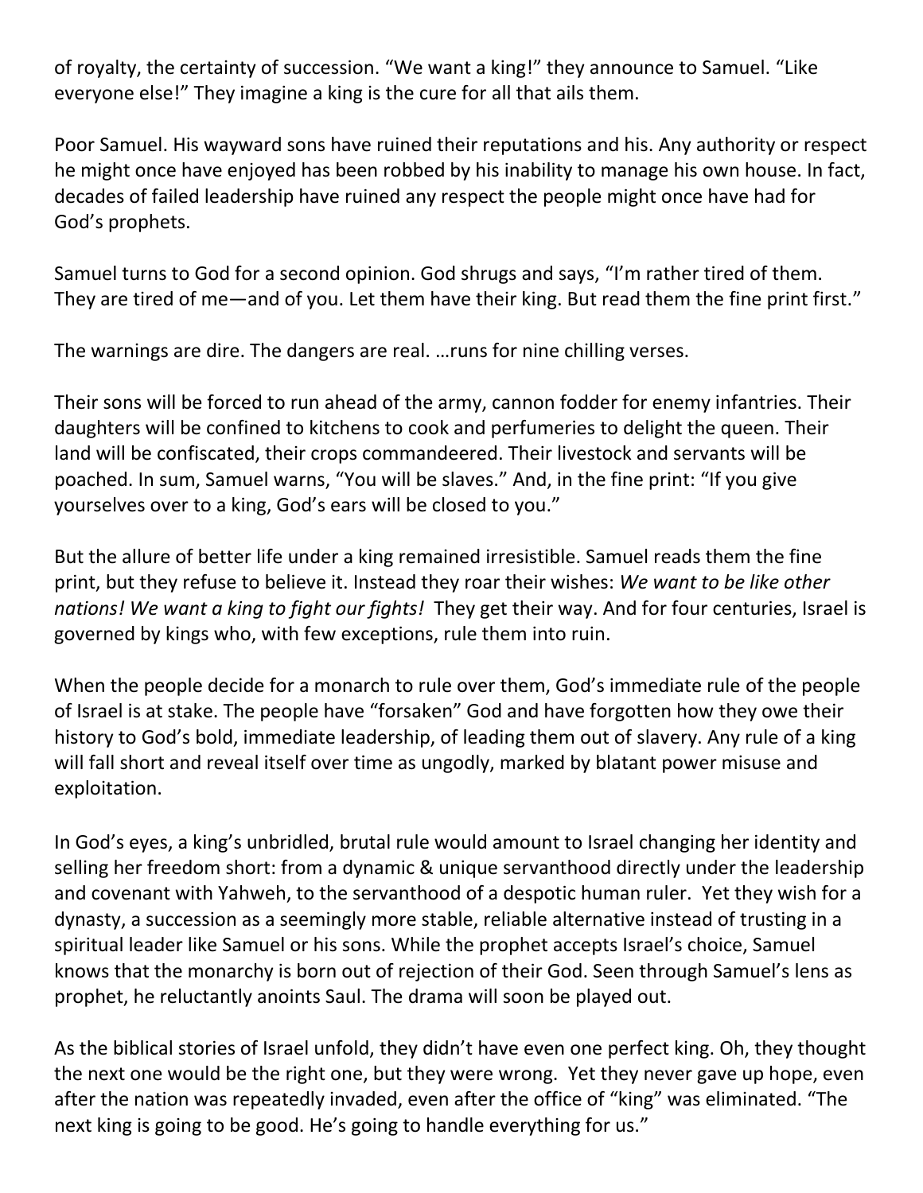of royalty, the certainty of succession. “We want a king!” they announce to Samuel. “Like everyone else!” They imagine a king is the cure for all that ails them.

Poor Samuel. His wayward sons have ruined their reputations and his. Any authority or respect he might once have enjoyed has been robbed by his inability to manage his own house. In fact, decades of failed leadership have ruined any respect the people might once have had for God’s prophets.

Samuel turns to God for a second opinion. God shrugs and says, “I’m rather tired of them. They are tired of me—and of you. Let them have their king. But read them the fine print first.”

The warnings are dire. The dangers are real. …runs for nine chilling verses.

Their sons will be forced to run ahead of the army, cannon fodder for enemy infantries. Their daughters will be confined to kitchens to cook and perfumeries to delight the queen. Their land will be confiscated, their crops commandeered. Their livestock and servants will be poached. In sum, Samuel warns, “You will be slaves.” And, in the fine print: “If you give yourselves over to a king, God’s ears will be closed to you.”

But the allure of better life under a king remained irresistible. Samuel reads them the fine print, but they refuse to believe it. Instead they roar their wishes: *We want to be like other nations! We want a king to fight our fights!* They get their way. And for four centuries, Israel is governed by kings who, with few exceptions, rule them into ruin.

When the people decide for a monarch to rule over them, God’s immediate rule of the people of Israel is at stake. The people have “forsaken” God and have forgotten how they owe their history to God’s bold, immediate leadership, of leading them out of slavery. Any rule of a king will fall short and reveal itself over time as ungodly, marked by blatant power misuse and exploitation.

In God’s eyes, a king’s unbridled, brutal rule would amount to Israel changing her identity and selling her freedom short: from a dynamic & unique servanthood directly under the leadership and covenant with Yahweh, to the servanthood of a despotic human ruler. Yet they wish for a dynasty, a succession as a seemingly more stable, reliable alternative instead of trusting in a spiritual leader like Samuel or his sons. While the prophet accepts Israel’s choice, Samuel knows that the monarchy is born out of rejection of their God. Seen through Samuel’s lens as prophet, he reluctantly anoints Saul. The drama will soon be played out.

As the biblical stories of Israel unfold, they didn’t have even one perfect king. Oh, they thought the next one would be the right one, but they were wrong. Yet they never gave up hope, even after the nation was repeatedly invaded, even after the office of “king” was eliminated. “The next king is going to be good. He’s going to handle everything for us.”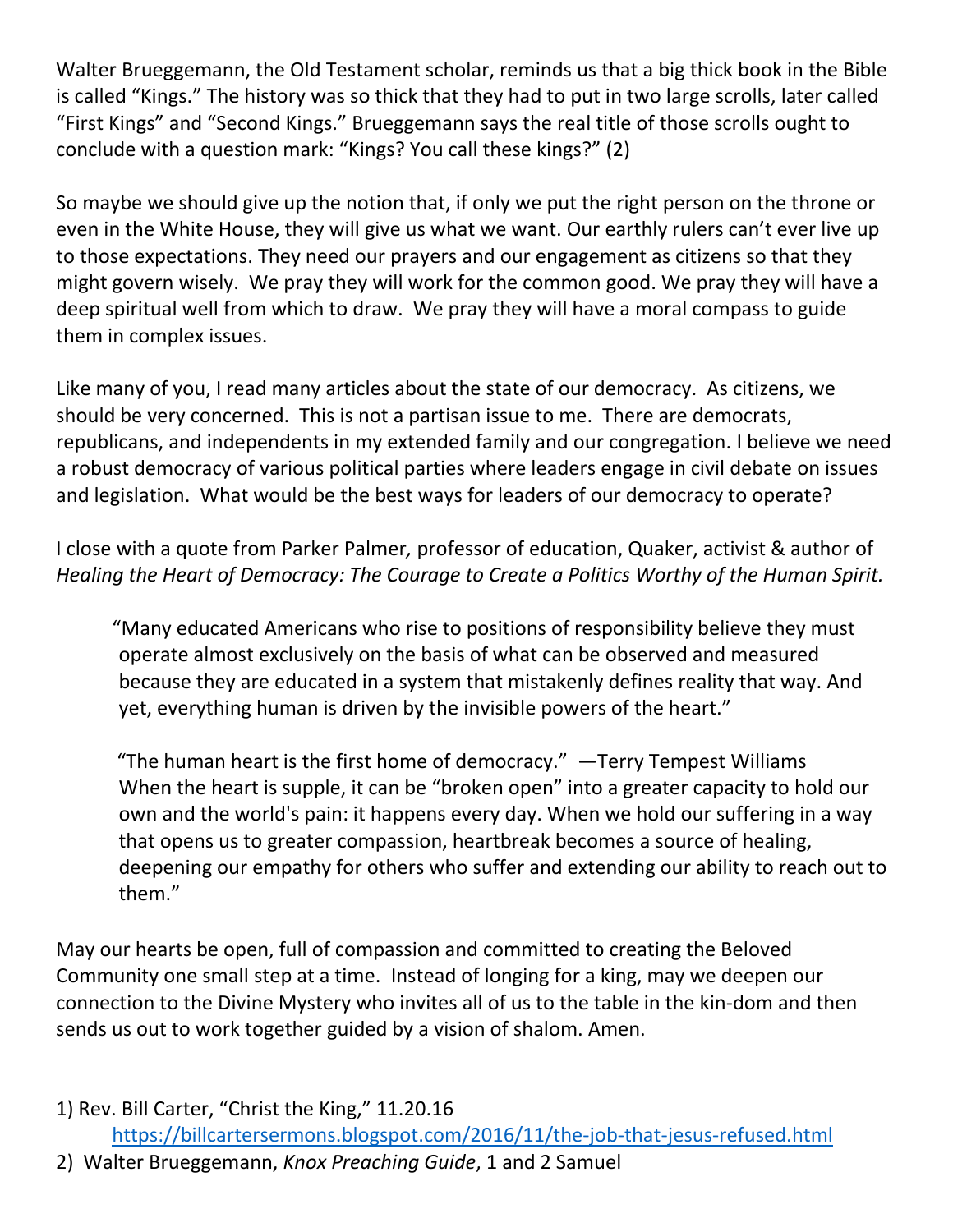Walter Brueggemann, the Old Testament scholar, reminds us that a big thick book in the Bible is called "Kings." The history was so thick that they had to put in two large scrolls, later called "First Kings" and "Second Kings." Brueggemann says the real title of those scrolls ought to conclude with a question mark: "Kings? You call these kings?" (2)

So maybe we should give up the notion that, if only we put the right person on the throne or even in the White House, they will give us what we want. Our earthly rulers can't ever live up to those expectations. They need our prayers and our engagement as citizens so that they might govern wisely. We pray they will work for the common good. We pray they will have a deep spiritual well from which to draw. We pray they will have a moral compass to guide them in complex issues.

Like many of you, I read many articles about the state of our democracy. As citizens, we should be very concerned. This is not a partisan issue to me. There are democrats, republicans, and independents in my extended family and our congregation. I believe we need a robust democracy of various political parties where leaders engage in civil debate on issues and legislation. What would be the best ways for leaders of our democracy to operate?

I close with a quote from Parker Palmer*,* professor of education, Quaker, activist & author of *Healing the Heart of Democracy: The Courage to Create a Politics Worthy of the Human Spirit.*

> "Many educated Americans who rise to positions of responsibility believe they must operate almost exclusively on the basis of what can be observed and measured because they are educated in a system that mistakenly defines reality that way. And yet, everything human is driven by the invisible powers of the heart."
>
> "The human heart is the first home of democracy." —Terry Tempest Williams
> When the heart is supple, it can be "broken open" into a greater capacity to hold our own and the world's pain: it happens every day. When we hold our suffering in a way that opens us to greater compassion, heartbreak becomes a source of healing, deepening our empathy for others who suffer and extending our ability to reach out to them."

May our hearts be open, full of compassion and committed to creating the Beloved Community one small step at a time. Instead of longing for a king, may we deepen our connection to the Divine Mystery who invites all of us to the table in the kin-dom and then sends us out to work together guided by a vision of shalom. Amen.

1) Rev. Bill Carter, "Christ the King," 11.20.16
   https://billcartersermons.blogspot.com/2016/11/the-job-that-jesus-refused.html
2) Walter Brueggemann, *Knox Preaching Guide*, 1 and 2 Samuel